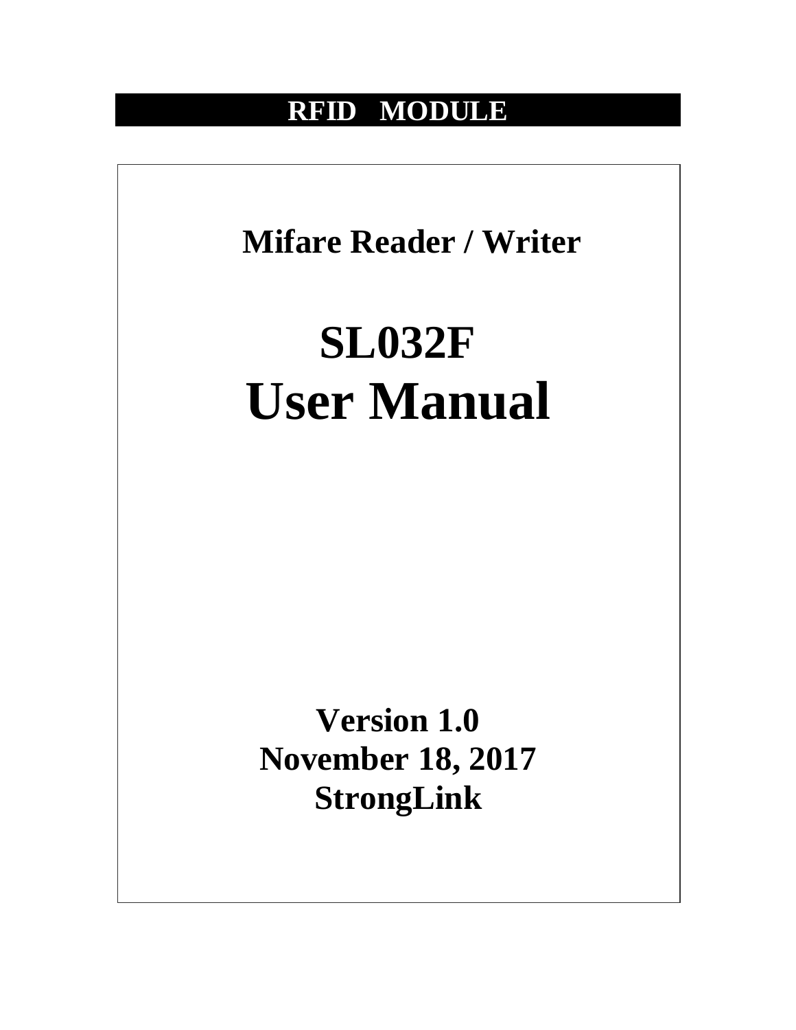**RFID MODULE**

**Mifare Reader / Writer**

# SL032F
# User Manual

**Version 1.0**
**November 18, 2017**
**StrongLink**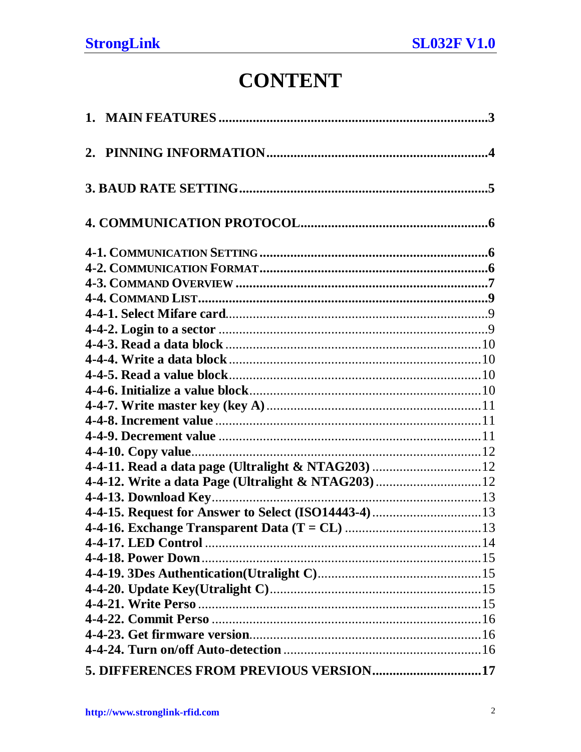# CONTENT

1. MAIN FEATURES ..... 3

2. PINNING INFORMATION ..... 4

3. BAUD RATE SETTING ..... 5

4. COMMUNICATION PROTOCOL ..... 6

4-1. COMMUNICATION SETTING ..... 6
4-2. COMMUNICATION FORMAT ..... 6
4-3. COMMAND OVERVIEW ..... 7
4-4. COMMAND LIST ..... 9
4-4-1. Select Mifare card ..... 9
4-4-2. Login to a sector ..... 9
4-4-3. Read a data block ..... 10
4-4-4. Write a data block ..... 10
4-4-5. Read a value block ..... 10
4-4-6. Initialize a value block ..... 10
4-4-7. Write master key (key A) ..... 11
4-4-8. Increment value ..... 11
4-4-9. Decrement value ..... 11
4-4-10. Copy value ..... 12
4-4-11. Read a data page (Ultralight & NTAG203) ..... 12
4-4-12. Write a data Page (Ultralight & NTAG203) ..... 12
4-4-13. Download Key ..... 13
4-4-15. Request for Answer to Select (ISO14443-4) ..... 13
4-4-16. Exchange Transparent Data (T = CL) ..... 13
4-4-17. LED Control ..... 14
4-4-18. Power Down ..... 15
4-4-19. 3Des Authentication(Utralight C) ..... 15
4-4-20. Update Key(Utralight C) ..... 15
4-4-21. Write Perso ..... 15
4-4-22. Commit Perso ..... 16
4-4-23. Get firmware version ..... 16
4-4-24. Turn on/off Auto-detection ..... 16

5. DIFFERENCES FROM PREVIOUS VERSION ..... 17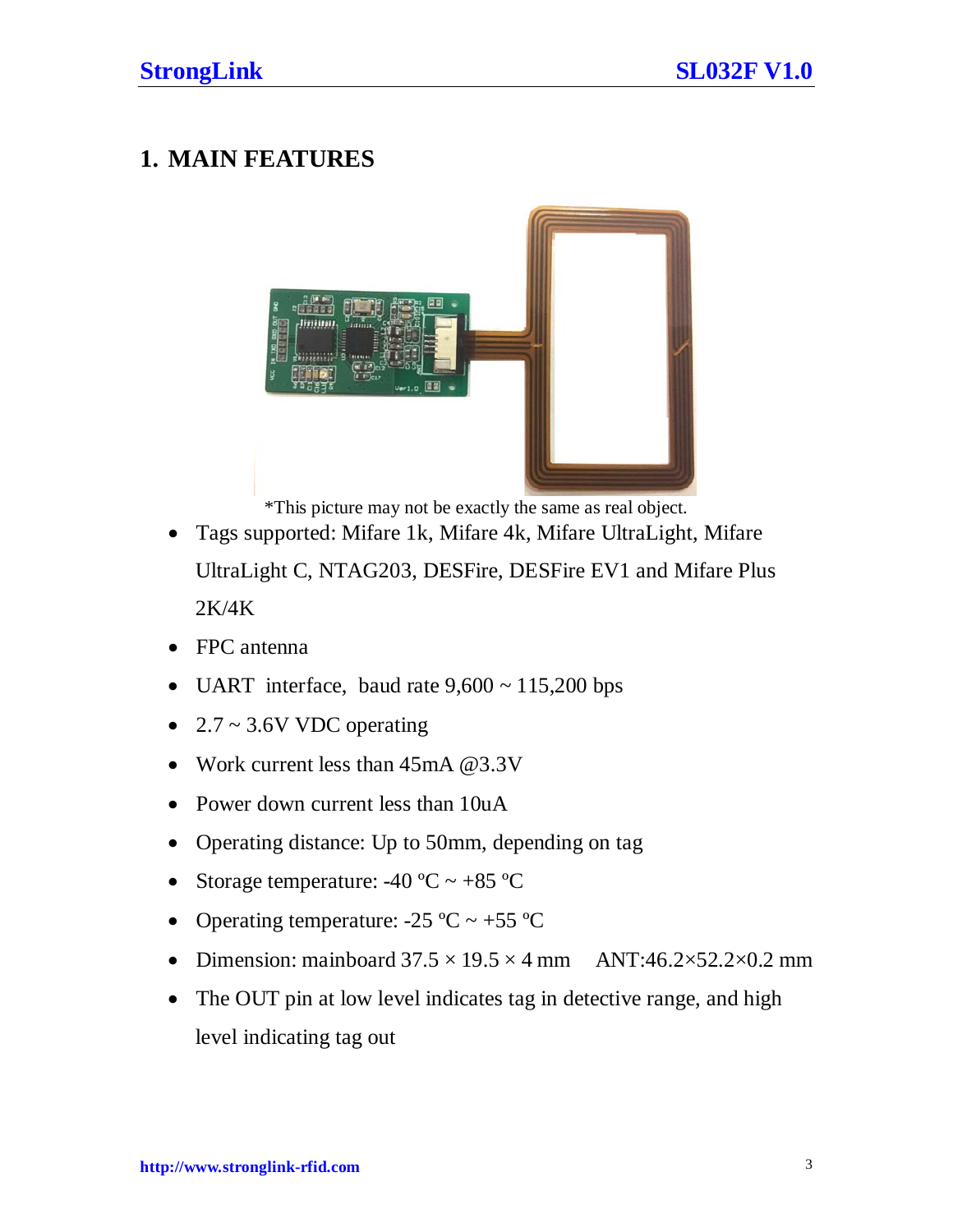# 1. MAIN FEATURES

*This picture may not be exactly the same as real object.

- Tags supported: Mifare 1k, Mifare 4k, Mifare UltraLight, Mifare UltraLight C, NTAG203, DESFire, DESFire EV1 and Mifare Plus 2K/4K
- FPC antenna
- UART interface, baud rate 9,600 ~ 115,200 bps
- 2.7 ~ 3.6V VDC operating
- Work current less than 45mA @3.3V
- Power down current less than 10uA
- Operating distance: Up to 50mm, depending on tag
- Storage temperature: -40 ºC ~ +85 ºC
- Operating temperature: -25 ºC ~ +55 ºC
- Dimension: mainboard 37.5 × 19.5 × 4 mm ANT:46.2×52.2×0.2 mm
- The OUT pin at low level indicates tag in detective range, and high level indicating tag out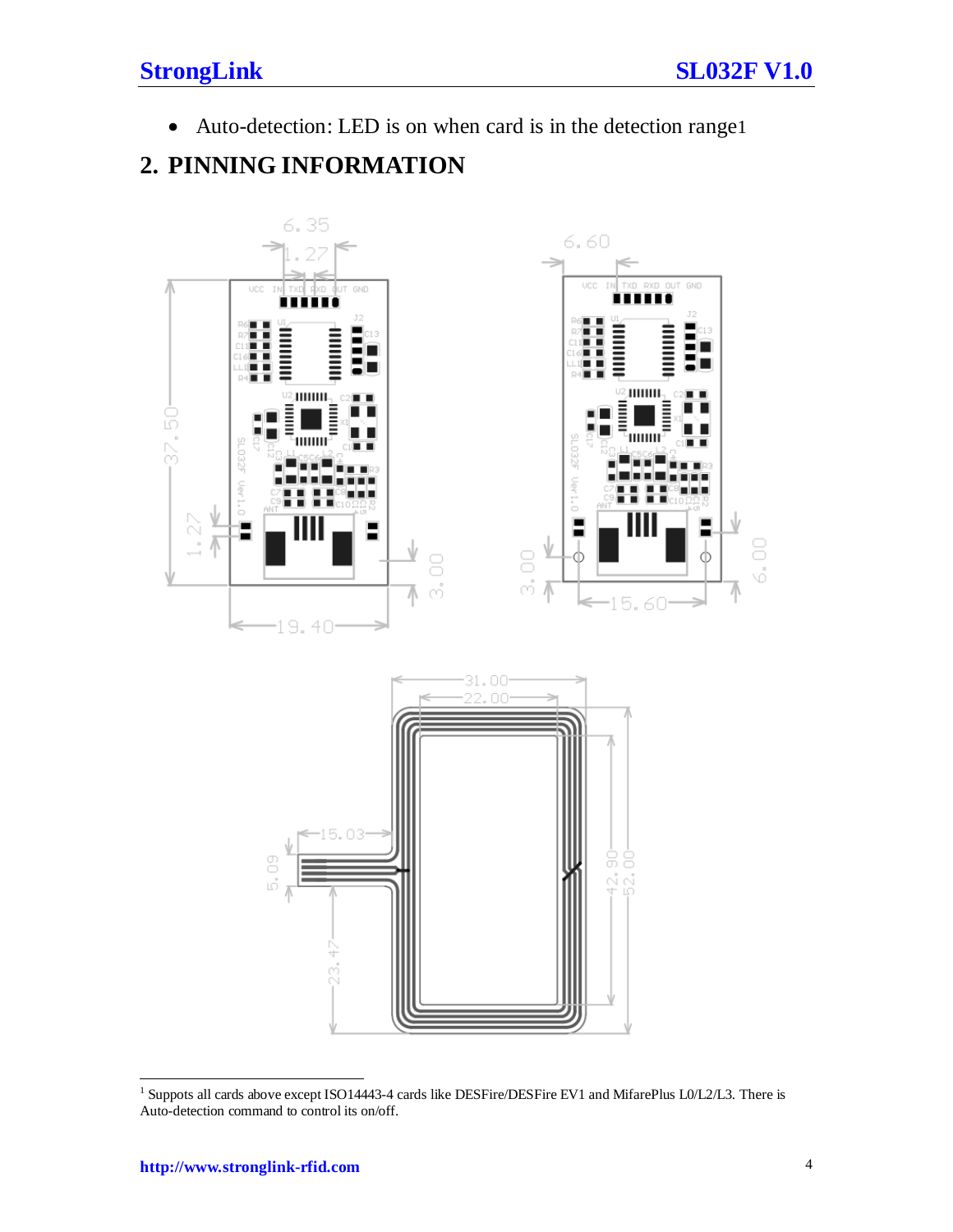- Auto-detection: LED is on when card is in the detection range[1]

## 2. PINNING INFORMATION

[1] Suppots all cards above except ISO14443-4 cards like DESFire/DESFire EV1 and MifarePlus L0/L2/L3. There is Auto-detection command to control its on/off.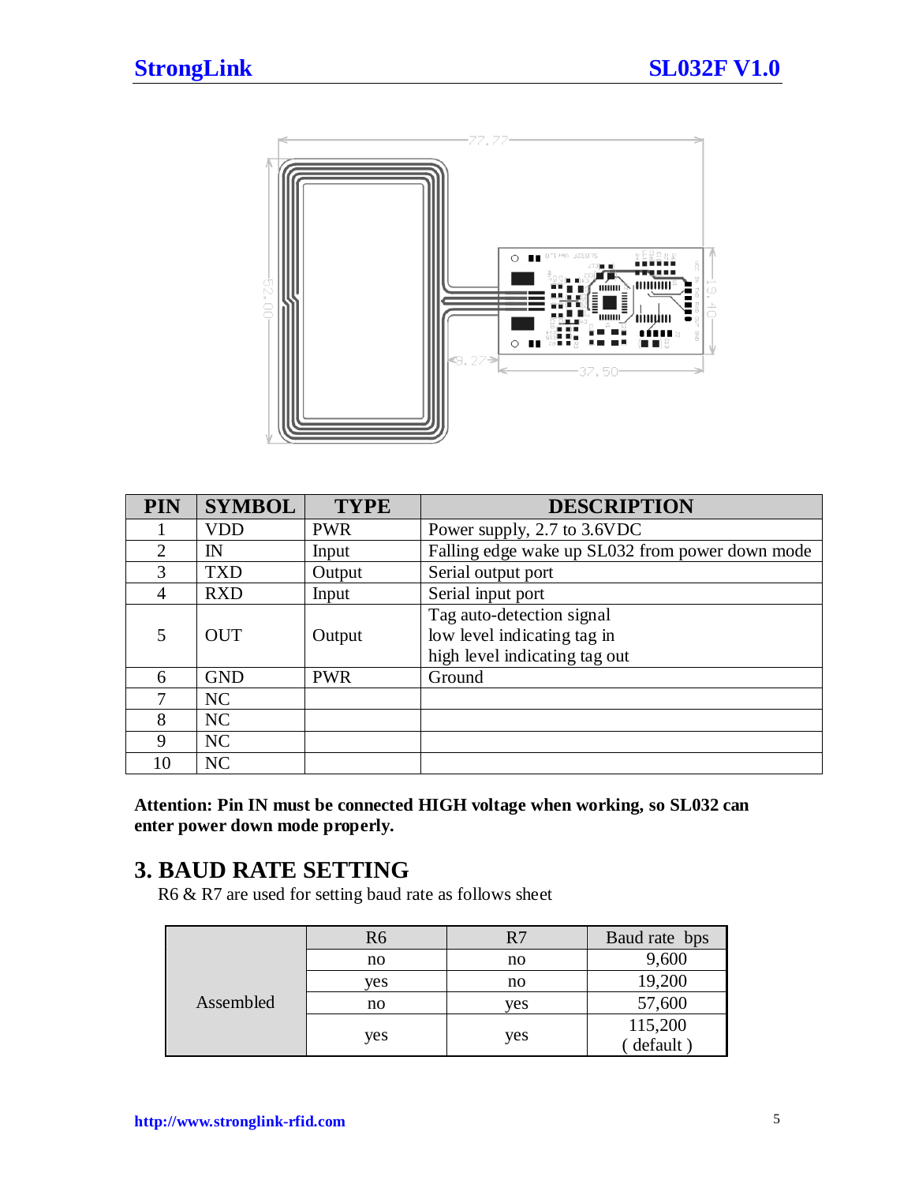| PIN | SYMBOL | TYPE | DESCRIPTION |
|---|---|---|---|
| 1 | VDD | PWR | Power supply, 2.7 to 3.6VDC |
| 2 | IN | Input | Falling edge wake up SL032 from power down mode |
| 3 | TXD | Output | Serial output port |
| 4 | RXD | Input | Serial input port |
| 5 | OUT | Output | Tag auto-detection signal<br>low level indicating tag in<br>high level indicating tag out |
| 6 | GND | PWR | Ground |
| 7 | NC | | |
| 8 | NC | | |
| 9 | NC | | |
| 10 | NC | | |

**Attention: Pin IN must be connected HIGH voltage when working, so SL032 can enter power down mode properly.**

## 3. BAUD RATE SETTING

R6 & R7 are used for setting baud rate as follows sheet

| | R6 | R7 | Baud rate bps |
|---|---|---|---|
| Assembled | no | no | 9,600 |
| | yes | no | 19,200 |
| | no | yes | 57,600 |
| | yes | yes | 115,200<br>( default ) |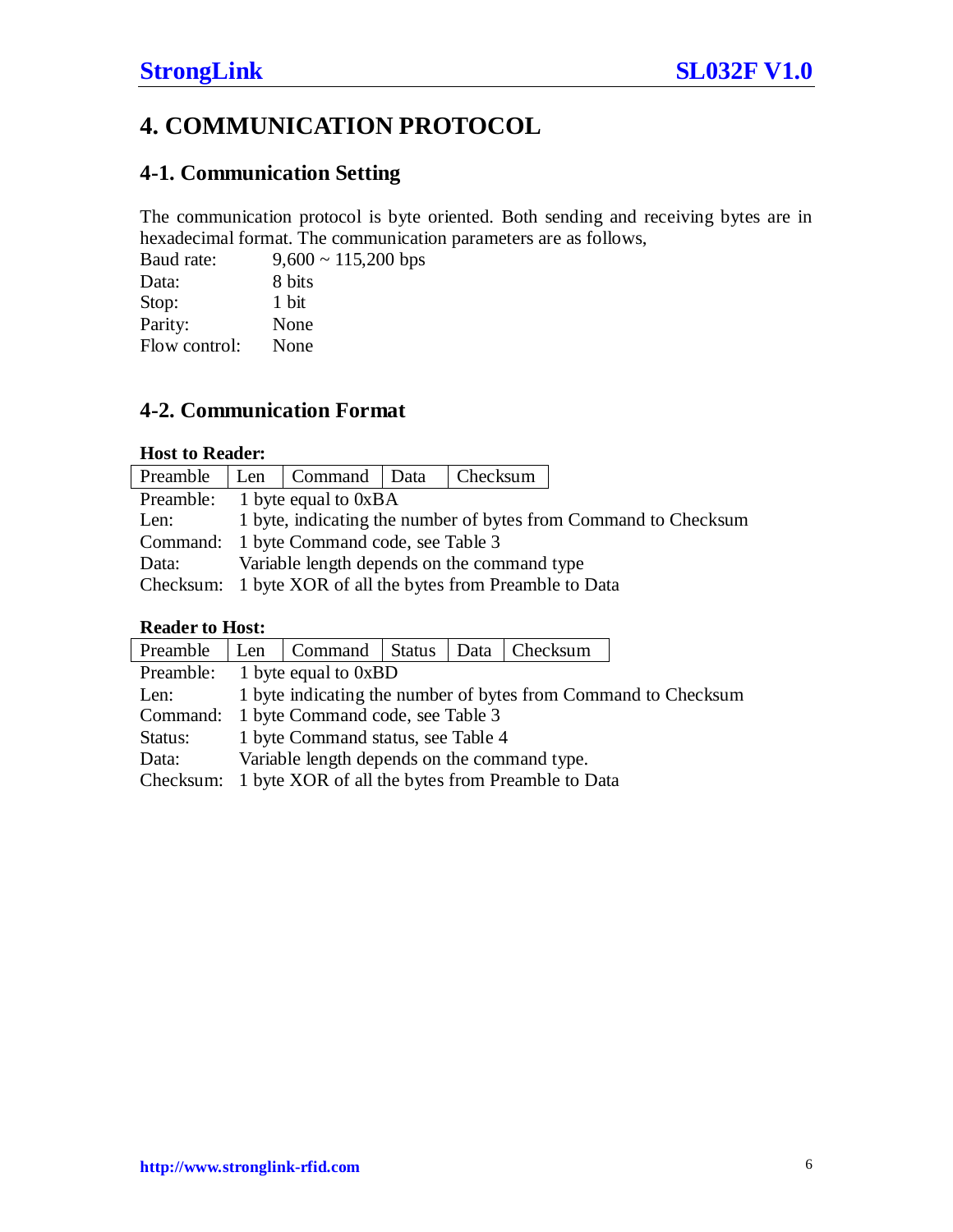# 4. COMMUNICATION PROTOCOL

## 4-1. Communication Setting

The communication protocol is byte oriented. Both sending and receiving bytes are in hexadecimal format. The communication parameters are as follows,

| | |
|---|---|
| Baud rate: | 9,600 ~ 115,200 bps |
| Data: | 8 bits |
| Stop: | 1 bit |
| Parity: | None |
| Flow control: | None |

## 4-2. Communication Format

**Host to Reader:**

| Preamble | Len | Command | Data | Checksum |
|---|---|---|---|---|

| | |
|---|---|
| Preamble: | 1 byte equal to 0xBA |
| Len: | 1 byte, indicating the number of bytes from Command to Checksum |
| Command: | 1 byte Command code, see Table 3 |
| Data: | Variable length depends on the command type |
| Checksum: | 1 byte XOR of all the bytes from Preamble to Data |

**Reader to Host:**

| Preamble | Len | Command | Status | Data | Checksum |
|---|---|---|---|---|---|

| | |
|---|---|
| Preamble: | 1 byte equal to 0xBD |
| Len: | 1 byte indicating the number of bytes from Command to Checksum |
| Command: | 1 byte Command code, see Table 3 |
| Status: | 1 byte Command status, see Table 4 |
| Data: | Variable length depends on the command type. |
| Checksum: | 1 byte XOR of all the bytes from Preamble to Data |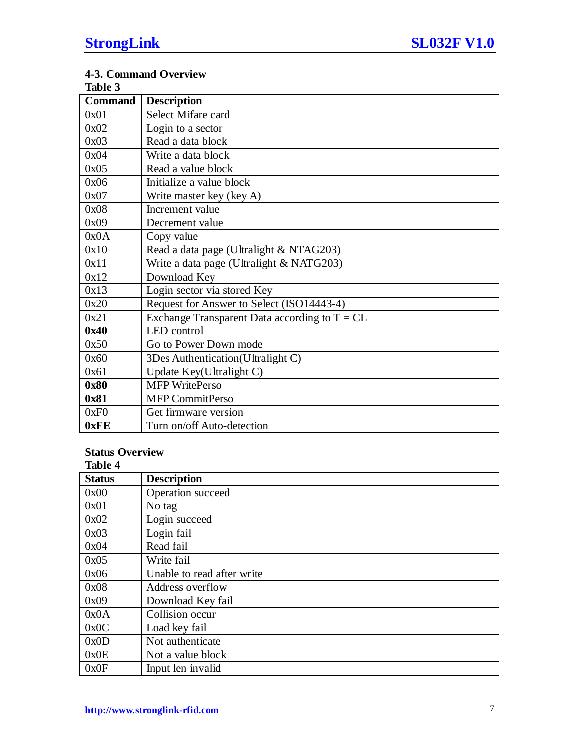### 4-3. Command Overview

**Table 3**

| Command | Description |
|---|---|
| 0x01 | Select Mifare card |
| 0x02 | Login to a sector |
| 0x03 | Read a data block |
| 0x04 | Write a data block |
| 0x05 | Read a value block |
| 0x06 | Initialize a value block |
| 0x07 | Write master key (key A) |
| 0x08 | Increment value |
| 0x09 | Decrement value |
| 0x0A | Copy value |
| 0x10 | Read a data page (Ultralight & NTAG203) |
| 0x11 | Write a data page (Ultralight & NATG203) |
| 0x12 | Download Key |
| 0x13 | Login sector via stored Key |
| 0x20 | Request for Answer to Select (ISO14443-4) |
| 0x21 | Exchange Transparent Data according to T = CL |
| **0x40** | LED control |
| 0x50 | Go to Power Down mode |
| 0x60 | 3Des Authentication(Ultralight C) |
| 0x61 | Update Key(Ultralight C) |
| **0x80** | MFP WritePerso |
| **0x81** | MFP CommitPerso |
| 0xF0 | Get firmware version |
| **0xFE** | Turn on/off Auto-detection |

**Status Overview**

**Table 4**

| Status | Description |
|---|---|
| 0x00 | Operation succeed |
| 0x01 | No tag |
| 0x02 | Login succeed |
| 0x03 | Login fail |
| 0x04 | Read fail |
| 0x05 | Write fail |
| 0x06 | Unable to read after write |
| 0x08 | Address overflow |
| 0x09 | Download Key fail |
| 0x0A | Collision occur |
| 0x0C | Load key fail |
| 0x0D | Not authenticate |
| 0x0E | Not a value block |
| 0x0F | Input len invalid |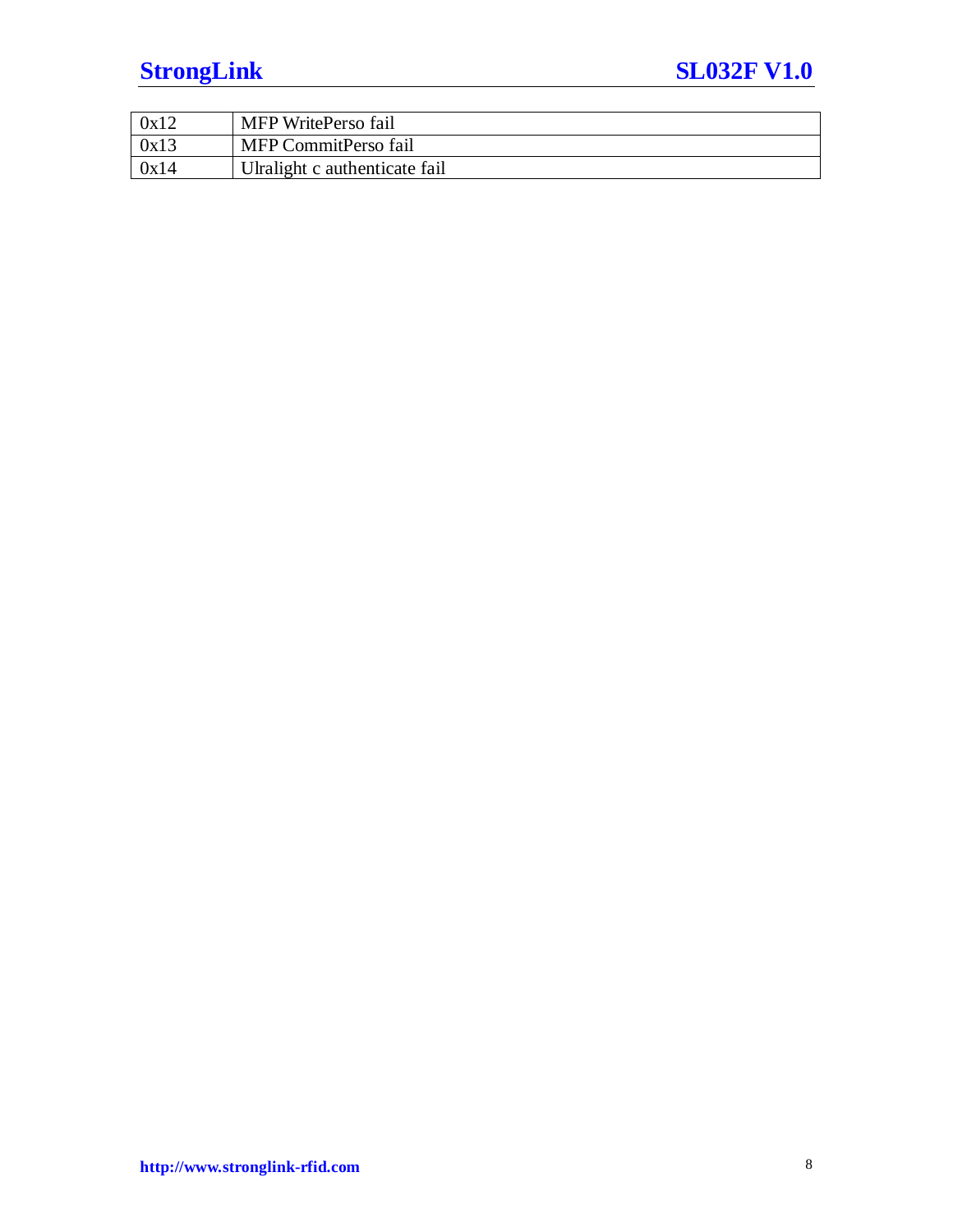| | |
|---|---|
| 0x12 | MFP WritePerso fail |
| 0x13 | MFP CommitPerso fail |
| 0x14 | Ulralight c authenticate fail |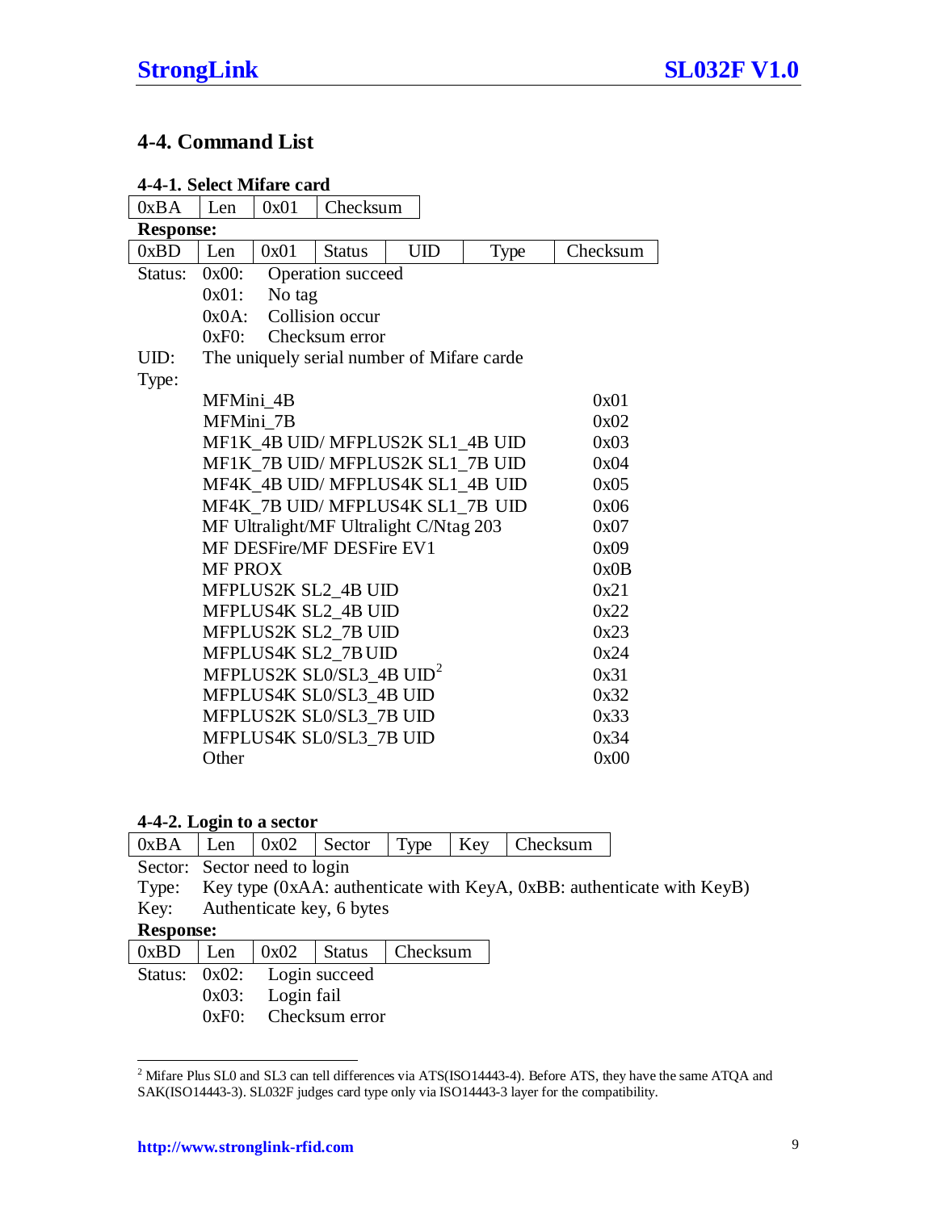## 4-4. Command List

### 4-4-1. Select Mifare card

| 0xBA | Len | 0x01 | Checksum |
|---|---|---|---|

**Response:**

| 0xBD | Len | 0x01 | Status | UID | Type | Checksum |
|---|---|---|---|---|---|---|

Status:
- 0x00: Operation succeed
- 0x01: No tag
- 0x0A: Collision occur
- 0xF0: Checksum error

UID: The uniquely serial number of Mifare carde

Type:

| Type | Value |
|---|---|
| MFMini_4B | 0x01 |
| MFMini_7B | 0x02 |
| MF1K_4B UID/ MFPLUS2K SL1_4B UID | 0x03 |
| MF1K_7B UID/ MFPLUS2K SL1_7B UID | 0x04 |
| MF4K_4B UID/ MFPLUS4K SL1_4B UID | 0x05 |
| MF4K_7B UID/ MFPLUS4K SL1_7B UID | 0x06 |
| MF Ultralight/MF Ultralight C/Ntag 203 | 0x07 |
| MF DESFire/MF DESFire EV1 | 0x09 |
| MF PROX | 0x0B |
| MFPLUS2K SL2_4B UID | 0x21 |
| MFPLUS4K SL2_4B UID | 0x22 |
| MFPLUS2K SL2_7B UID | 0x23 |
| MFPLUS4K SL2_7B UID | 0x24 |
| MFPLUS2K SL0/SL3_4B UID[2] | 0x31 |
| MFPLUS4K SL0/SL3_4B UID | 0x32 |
| MFPLUS2K SL0/SL3_7B UID | 0x33 |
| MFPLUS4K SL0/SL3_7B UID | 0x34 |
| Other | 0x00 |

### 4-4-2. Login to a sector

| 0xBA | Len | 0x02 | Sector | Type | Key | Checksum |
|---|---|---|---|---|---|---|

Sector: Sector need to login

Type: Key type (0xAA: authenticate with KeyA, 0xBB: authenticate with KeyB)

Key: Authenticate key, 6 bytes

**Response:**

| 0xBD | Len | 0x02 | Status | Checksum |
|---|---|---|---|---|

Status:
- 0x02: Login succeed
- 0x03: Login fail
- 0xF0: Checksum error

---

[2] Mifare Plus SL0 and SL3 can tell differences via ATS(ISO14443-4). Before ATS, they have the same ATQA and SAK(ISO14443-3). SL032F judges card type only via ISO14443-3 layer for the compatibility.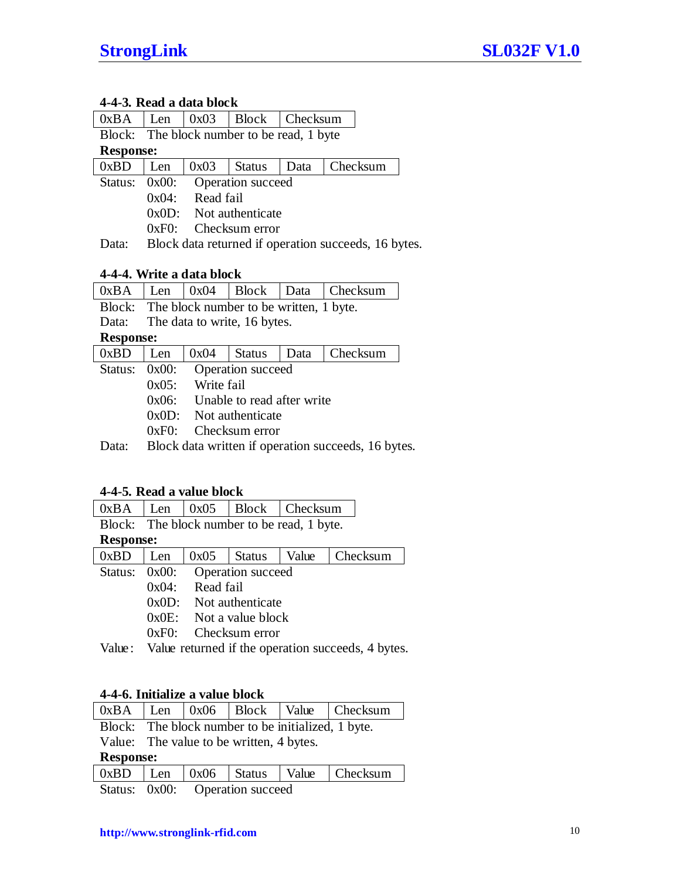### 4-4-3. Read a data block

| 0xBA | Len | 0x03 | Block | Checksum |
|---|---|---|---|---|

Block: The block number to be read, 1 byte

**Response:**

| 0xBD | Len | 0x03 | Status | Data | Checksum |
|---|---|---|---|---|---|

Status:
- 0x00: Operation succeed
- 0x04: Read fail
- 0x0D: Not authenticate
- 0xF0: Checksum error

Data: Block data returned if operation succeeds, 16 bytes.

### 4-4-4. Write a data block

| 0xBA | Len | 0x04 | Block | Data | Checksum |
|---|---|---|---|---|---|

Block: The block number to be written, 1 byte.

Data: The data to write, 16 bytes.

**Response:**

| 0xBD | Len | 0x04 | Status | Data | Checksum |
|---|---|---|---|---|---|

Status:
- 0x00: Operation succeed
- 0x05: Write fail
- 0x06: Unable to read after write
- 0x0D: Not authenticate
- 0xF0: Checksum error

Data: Block data written if operation succeeds, 16 bytes.

### 4-4-5. Read a value block

| 0xBA | Len | 0x05 | Block | Checksum |
|---|---|---|---|---|

Block: The block number to be read, 1 byte.

**Response:**

| 0xBD | Len | 0x05 | Status | Value | Checksum |
|---|---|---|---|---|---|

Status:
- 0x00: Operation succeed
- 0x04: Read fail
- 0x0D: Not authenticate
- 0x0E: Not a value block
- 0xF0: Checksum error

Value: Value returned if the operation succeeds, 4 bytes.

### 4-4-6. Initialize a value block

| 0xBA | Len | 0x06 | Block | Value | Checksum |
|---|---|---|---|---|---|

Block: The block number to be initialized, 1 byte.

Value: The value to be written, 4 bytes.

**Response:**

| 0xBD | Len | 0x06 | Status | Value | Checksum |
|---|---|---|---|---|---|

Status:
- 0x00: Operation succeed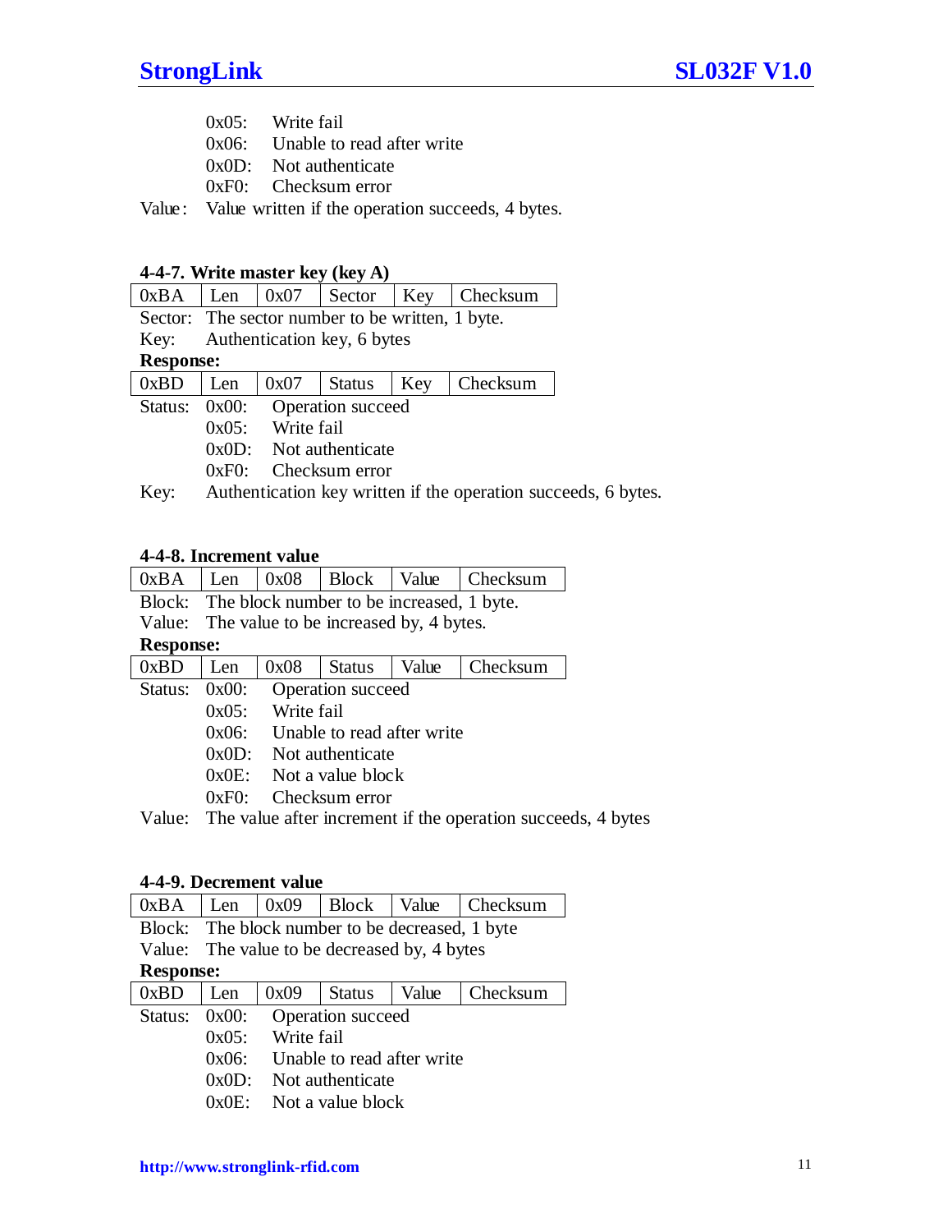0x05: Write fail
0x06: Unable to read after write
0x0D: Not authenticate
0xF0: Checksum error

Value: Value written if the operation succeeds, 4 bytes.

#### 4-4-7. Write master key (key A)

| 0xBA | Len | 0x07 | Sector | Key | Checksum |
|---|---|---|---|---|---|

Sector: The sector number to be written, 1 byte.
Key: Authentication key, 6 bytes

**Response:**

| 0xBD | Len | 0x07 | Status | Key | Checksum |
|---|---|---|---|---|---|

Status: 0x00: Operation succeed
0x05: Write fail
0x0D: Not authenticate
0xF0: Checksum error

Key: Authentication key written if the operation succeeds, 6 bytes.

#### 4-4-8. Increment value

| 0xBA | Len | 0x08 | Block | Value | Checksum |
|---|---|---|---|---|---|

Block: The block number to be increased, 1 byte.
Value: The value to be increased by, 4 bytes.

**Response:**

| 0xBD | Len | 0x08 | Status | Value | Checksum |
|---|---|---|---|---|---|

Status: 0x00: Operation succeed
0x05: Write fail
0x06: Unable to read after write
0x0D: Not authenticate
0x0E: Not a value block
0xF0: Checksum error

Value: The value after increment if the operation succeeds, 4 bytes

#### 4-4-9. Decrement value

| 0xBA | Len | 0x09 | Block | Value | Checksum |
|---|---|---|---|---|---|

Block: The block number to be decreased, 1 byte
Value: The value to be decreased by, 4 bytes

**Response:**

| 0xBD | Len | 0x09 | Status | Value | Checksum |
|---|---|---|---|---|---|

Status: 0x00: Operation succeed
0x05: Write fail
0x06: Unable to read after write
0x0D: Not authenticate
0x0E: Not a value block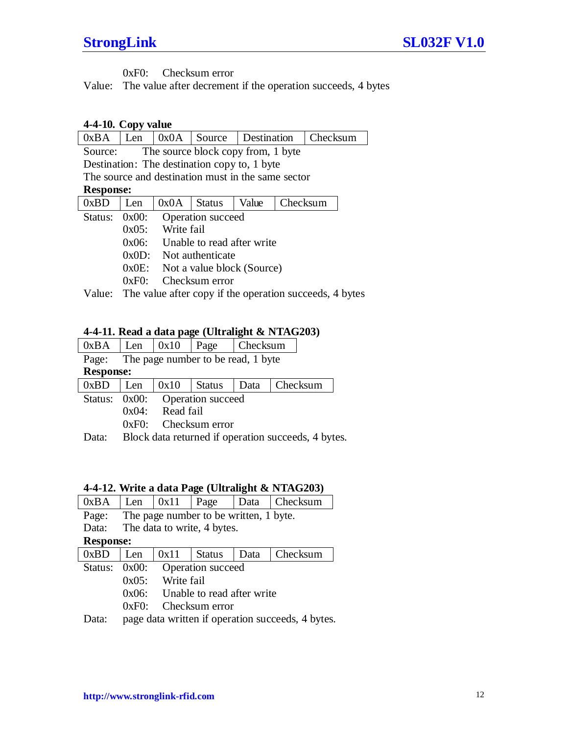0xF0: Checksum error

Value: The value after decrement if the operation succeeds, 4 bytes

#### 4-4-10. Copy value

| 0xBA | Len | 0x0A | Source | Destination | Checksum |
|---|---|---|---|---|---|

Source: The source block copy from, 1 byte

Destination: The destination copy to, 1 byte

The source and destination must in the same sector

**Response:**

| 0xBD | Len | 0x0A | Status | Value | Checksum |
|---|---|---|---|---|---|

Status:
- 0x00: Operation succeed
- 0x05: Write fail
- 0x06: Unable to read after write
- 0x0D: Not authenticate
- 0x0E: Not a value block (Source)
- 0xF0: Checksum error

Value: The value after copy if the operation succeeds, 4 bytes

#### 4-4-11. Read a data page (Ultralight & NTAG203)

| 0xBA | Len | 0x10 | Page | Checksum |
|---|---|---|---|---|

Page: The page number to be read, 1 byte

**Response:**

| 0xBD | Len | 0x10 | Status | Data | Checksum |
|---|---|---|---|---|---|

Status:
- 0x00: Operation succeed
- 0x04: Read fail
- 0xF0: Checksum error

Data: Block data returned if operation succeeds, 4 bytes.

#### 4-4-12. Write a data Page (Ultralight & NTAG203)

| 0xBA | Len | 0x11 | Page | Data | Checksum |
|---|---|---|---|---|---|

Page: The page number to be written, 1 byte.

Data: The data to write, 4 bytes.

**Response:**

| 0xBD | Len | 0x11 | Status | Data | Checksum |
|---|---|---|---|---|---|

Status:
- 0x00: Operation succeed
- 0x05: Write fail
- 0x06: Unable to read after write
- 0xF0: Checksum error

Data: page data written if operation succeeds, 4 bytes.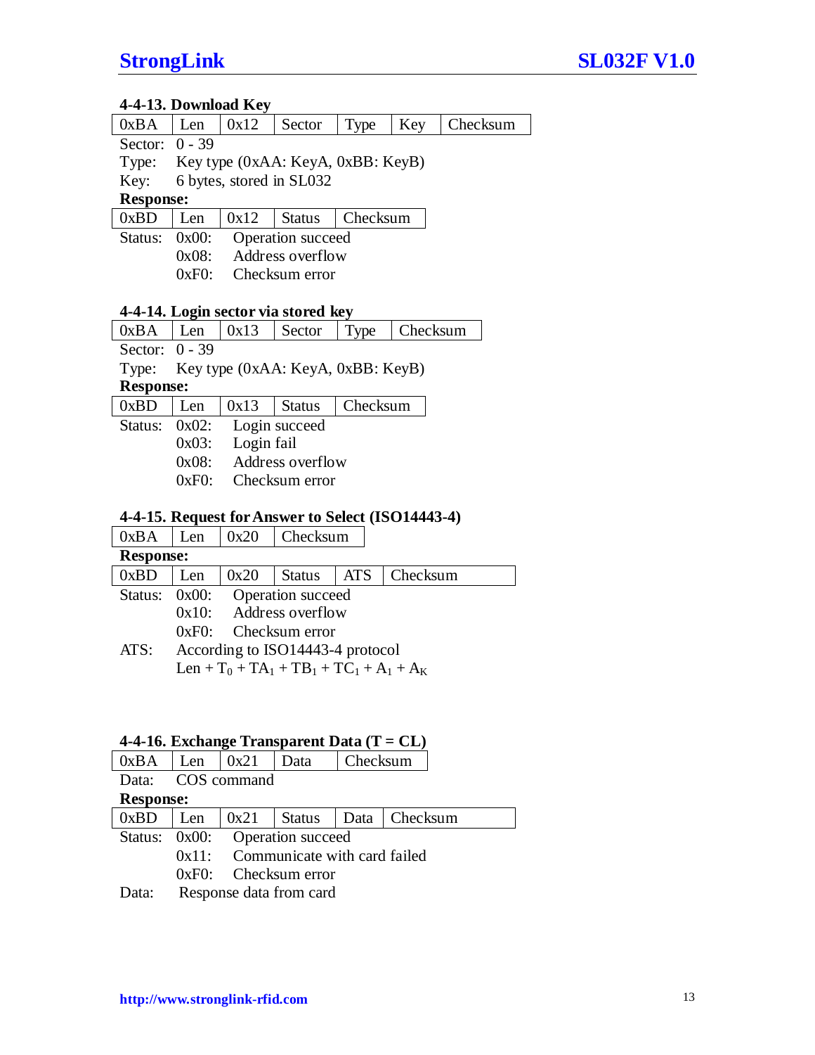#### 4-4-13. Download Key

| 0xBA | Len | 0x12 | Sector | Type | Key | Checksum |
|---|---|---|---|---|---|---|

Sector: 0 - 39

Type: Key type (0xAA: KeyA, 0xBB: KeyB)

Key: 6 bytes, stored in SL032

**Response:**

| 0xBD | Len | 0x12 | Status | Checksum |
|---|---|---|---|---|

Status: 0x00: Operation succeed
0x08: Address overflow
0xF0: Checksum error

#### 4-4-14. Login sector via stored key

| 0xBA | Len | 0x13 | Sector | Type | Checksum |
|---|---|---|---|---|---|

Sector: 0 - 39

Type: Key type (0xAA: KeyA, 0xBB: KeyB)

**Response:**

| 0xBD | Len | 0x13 | Status | Checksum |
|---|---|---|---|---|

Status: 0x02: Login succeed
0x03: Login fail
0x08: Address overflow
0xF0: Checksum error

#### 4-4-15. Request for Answer to Select (ISO14443-4)

| 0xBA | Len | 0x20 | Checksum |
|---|---|---|---|

**Response:**

| 0xBD | Len | 0x20 | Status | ATS | Checksum |
|---|---|---|---|---|---|

Status: 0x00: Operation succeed
0x10: Address overflow
0xF0: Checksum error

ATS: According to ISO14443-4 protocol
Len + $T_0$ + $TA_1$ + $TB_1$ + $TC_1$ + $A_1$ + $A_K$

#### 4-4-16. Exchange Transparent Data (T = CL)

| 0xBA | Len | 0x21 | Data | Checksum |
|---|---|---|---|---|

Data: COS command

**Response:**

| 0xBD | Len | 0x21 | Status | Data | Checksum |
|---|---|---|---|---|---|

Status: 0x00: Operation succeed
0x11: Communicate with card failed
0xF0: Checksum error

Data: Response data from card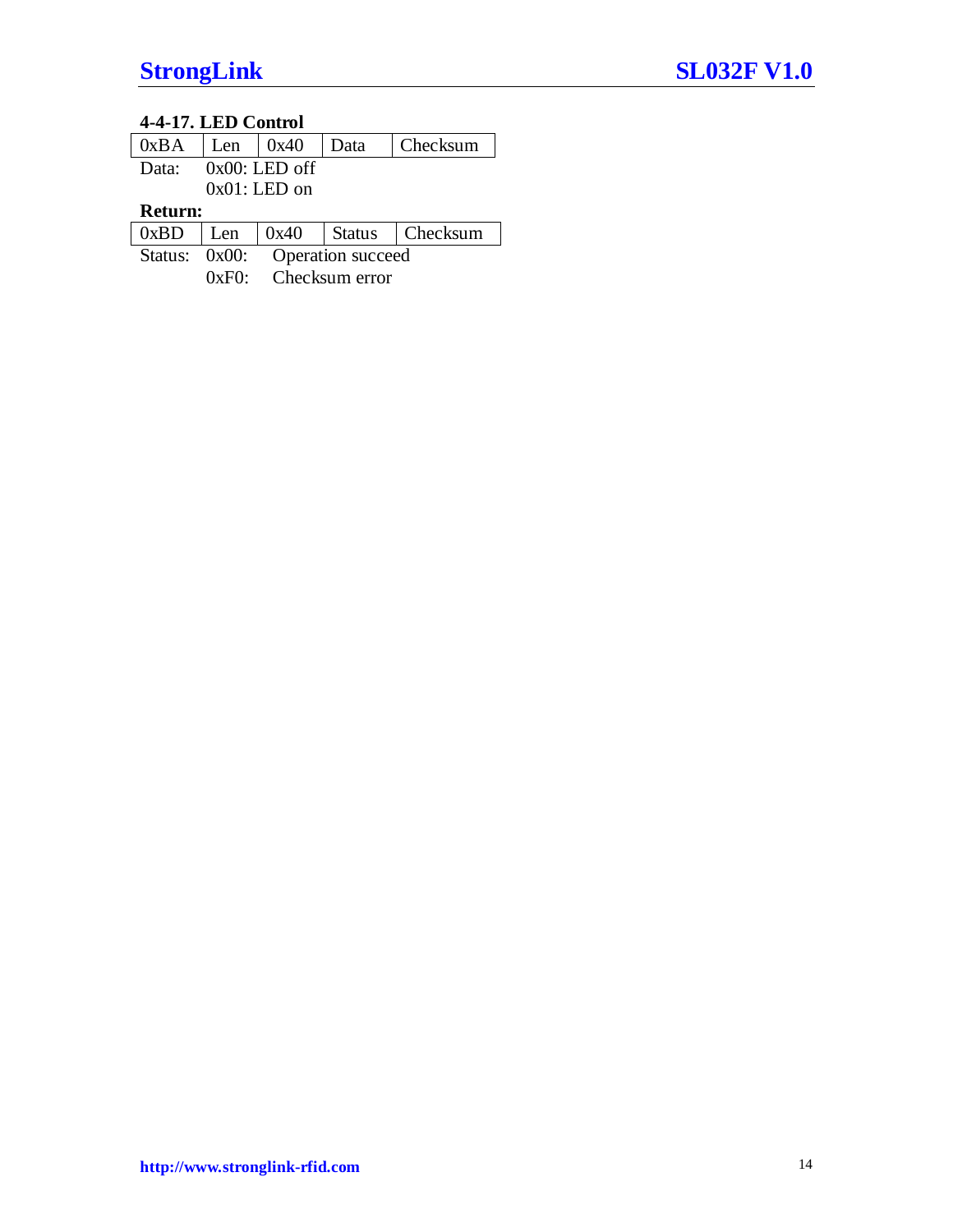#### 4-4-17. LED Control

| 0xBA | Len | 0x40 | Data | Checksum |
|---|---|---|---|---|

Data: 0x00: LED off
0x01: LED on

**Return:**

| 0xBD | Len | 0x40 | Status | Checksum |
|---|---|---|---|---|

Status: 0x00: Operation succeed
0xF0: Checksum error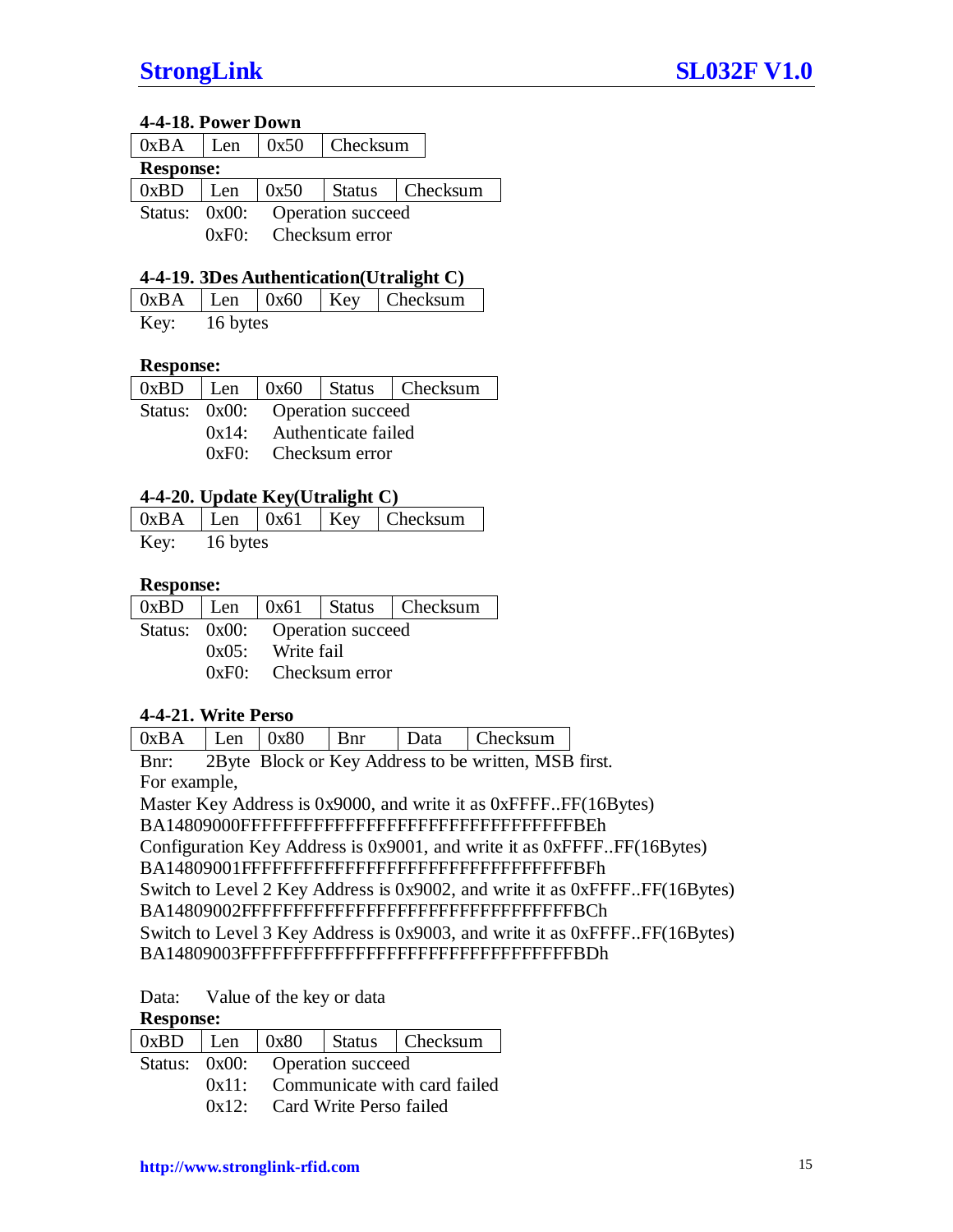#### 4-4-18. Power Down

| 0xBA | Len | 0x50 | Checksum |
|---|---|---|---|

**Response:**

| 0xBD | Len | 0x50 | Status | Checksum |
|---|---|---|---|---|

Status: 0x00: Operation succeed
0xF0: Checksum error

#### 4-4-19. 3Des Authentication(Utralight C)

| 0xBA | Len | 0x60 | Key | Checksum |
|---|---|---|---|---|

Key: 16 bytes

**Response:**

| 0xBD | Len | 0x60 | Status | Checksum |
|---|---|---|---|---|

Status: 0x00: Operation succeed
0x14: Authenticate failed
0xF0: Checksum error

#### 4-4-20. Update Key(Utralight C)

| 0xBA | Len | 0x61 | Key | Checksum |
|---|---|---|---|---|

Key: 16 bytes

**Response:**

| 0xBD | Len | 0x61 | Status | Checksum |
|---|---|---|---|---|

Status: 0x00: Operation succeed
0x05: Write fail
0xF0: Checksum error

#### 4-4-21. Write Perso

| 0xBA | Len | 0x80 | Bnr | Data | Checksum |
|---|---|---|---|---|---|

Bnr: 2Byte Block or Key Address to be written, MSB first.
For example,
Master Key Address is 0x9000, and write it as 0xFFFF..FF(16Bytes)
BA14809000FFFFFFFFFFFFFFFFFFFFFFFFFFFFFFFFBEh
Configuration Key Address is 0x9001, and write it as 0xFFFF..FF(16Bytes)
BA14809001FFFFFFFFFFFFFFFFFFFFFFFFFFFFFFFFBFh
Switch to Level 2 Key Address is 0x9002, and write it as 0xFFFF..FF(16Bytes)
BA14809002FFFFFFFFFFFFFFFFFFFFFFFFFFFFFFFFBCh
Switch to Level 3 Key Address is 0x9003, and write it as 0xFFFF..FF(16Bytes)
BA14809003FFFFFFFFFFFFFFFFFFFFFFFFFFFFFFFFBDh

Data: Value of the key or data

**Response:**

| 0xBD | Len | 0x80 | Status | Checksum |
|---|---|---|---|---|

Status: 0x00: Operation succeed
0x11: Communicate with card failed
0x12: Card Write Perso failed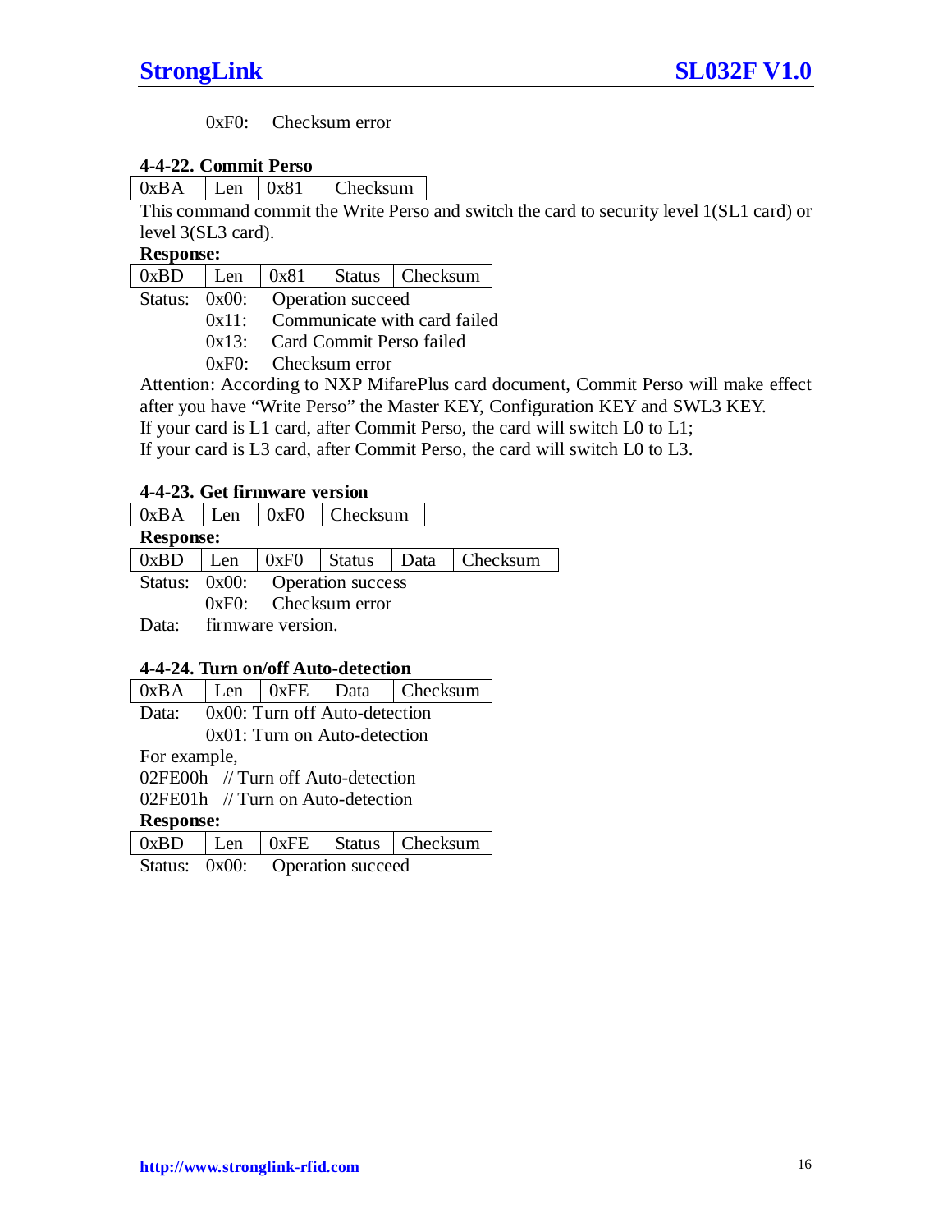0xF0: Checksum error

#### 4-4-22. Commit Perso

| 0xBA | Len | 0x81 | Checksum |
|---|---|---|---|

This command commit the Write Perso and switch the card to security level 1(SL1 card) or level 3(SL3 card).

**Response:**

| 0xBD | Len | 0x81 | Status | Checksum |
|---|---|---|---|---|

Status: 0x00: Operation succeed
0x11: Communicate with card failed
0x13: Card Commit Perso failed
0xF0: Checksum error

Attention: According to NXP MifarePlus card document, Commit Perso will make effect after you have "Write Perso" the Master KEY, Configuration KEY and SWL3 KEY.
If your card is L1 card, after Commit Perso, the card will switch L0 to L1;
If your card is L3 card, after Commit Perso, the card will switch L0 to L3.

#### 4-4-23. Get firmware version

| 0xBA | Len | 0xF0 | Checksum |
|---|---|---|---|

**Response:**

| 0xBD | Len | 0xF0 | Status | Data | Checksum |
|---|---|---|---|---|---|

Status: 0x00: Operation success
0xF0: Checksum error

Data: firmware version.

#### 4-4-24. Turn on/off Auto-detection

| 0xBA | Len | 0xFE | Data | Checksum |
|---|---|---|---|---|

Data: 0x00: Turn off Auto-detection
0x01: Turn on Auto-detection

For example,

02FE00h // Turn off Auto-detection
02FE01h // Turn on Auto-detection

**Response:**

| 0xBD | Len | 0xFE | Status | Checksum |
|---|---|---|---|---|

Status: 0x00: Operation succeed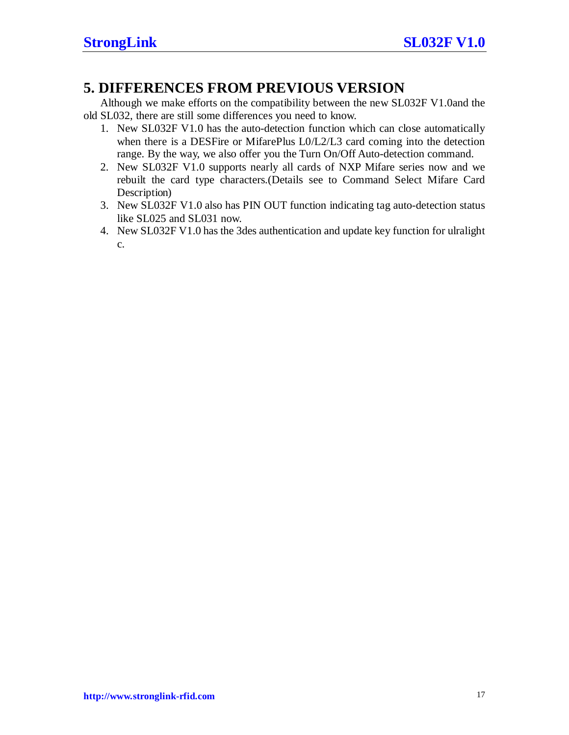# 5. DIFFERENCES FROM PREVIOUS VERSION

Although we make efforts on the compatibility between the new SL032F V1.0and the old SL032, there are still some differences you need to know.

1. New SL032F V1.0 has the auto-detection function which can close automatically when there is a DESFire or MifarePlus L0/L2/L3 card coming into the detection range. By the way, we also offer you the Turn On/Off Auto-detection command.
2. New SL032F V1.0 supports nearly all cards of NXP Mifare series now and we rebuilt the card type characters.(Details see to Command Select Mifare Card Description)
3. New SL032F V1.0 also has PIN OUT function indicating tag auto-detection status like SL025 and SL031 now.
4. New SL032F V1.0 has the 3des authentication and update key function for ulralight c.